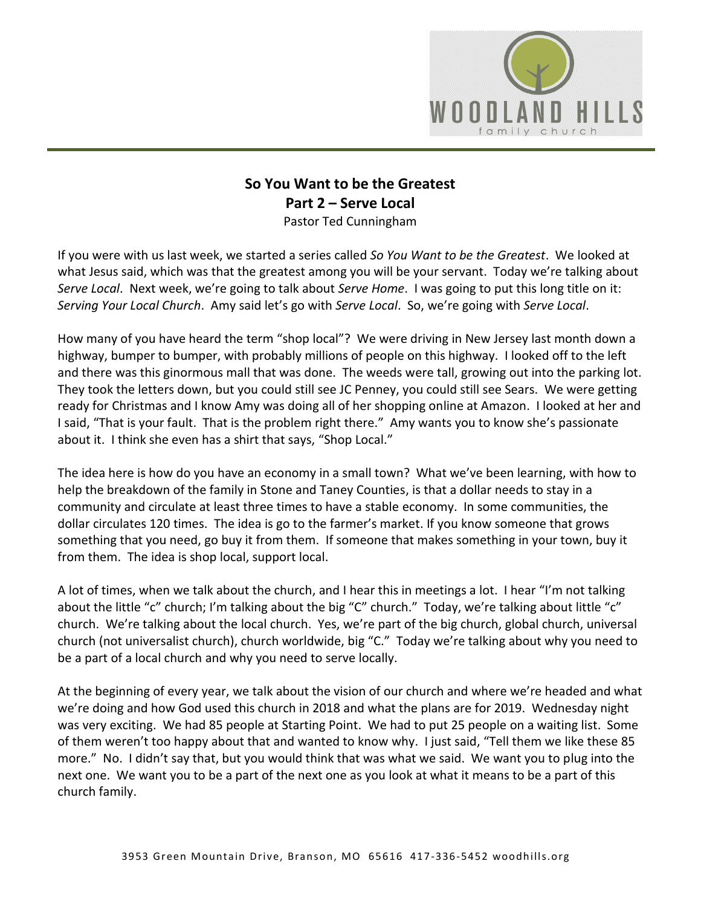# So You Want to be the Greatest
## Part 2 – Serve Local
Pastor Ted Cunningham

If you were with us last week, we started a series called *So You Want to be the Greatest*. We looked at what Jesus said, which was that the greatest among you will be your servant. Today we're talking about *Serve Local*. Next week, we're going to talk about *Serve Home*. I was going to put this long title on it: *Serving Your Local Church*. Amy said let's go with *Serve Local*. So, we're going with *Serve Local*.

How many of you have heard the term "shop local"? We were driving in New Jersey last month down a highway, bumper to bumper, with probably millions of people on this highway. I looked off to the left and there was this ginormous mall that was done. The weeds were tall, growing out into the parking lot. They took the letters down, but you could still see JC Penney, you could still see Sears. We were getting ready for Christmas and I know Amy was doing all of her shopping online at Amazon. I looked at her and I said, "That is your fault. That is the problem right there." Amy wants you to know she's passionate about it. I think she even has a shirt that says, "Shop Local."

The idea here is how do you have an economy in a small town? What we've been learning, with how to help the breakdown of the family in Stone and Taney Counties, is that a dollar needs to stay in a community and circulate at least three times to have a stable economy. In some communities, the dollar circulates 120 times. The idea is go to the farmer's market. If you know someone that grows something that you need, go buy it from them. If someone that makes something in your town, buy it from them. The idea is shop local, support local.

A lot of times, when we talk about the church, and I hear this in meetings a lot. I hear "I'm not talking about the little "c" church; I'm talking about the big "C" church." Today, we're talking about little "c" church. We're talking about the local church. Yes, we're part of the big church, global church, universal church (not universalist church), church worldwide, big "C." Today we're talking about why you need to be a part of a local church and why you need to serve locally.

At the beginning of every year, we talk about the vision of our church and where we're headed and what we're doing and how God used this church in 2018 and what the plans are for 2019. Wednesday night was very exciting. We had 85 people at Starting Point. We had to put 25 people on a waiting list. Some of them weren't too happy about that and wanted to know why. I just said, "Tell them we like these 85 more." No. I didn't say that, but you would think that was what we said. We want you to plug into the next one. We want you to be a part of the next one as you look at what it means to be a part of this church family.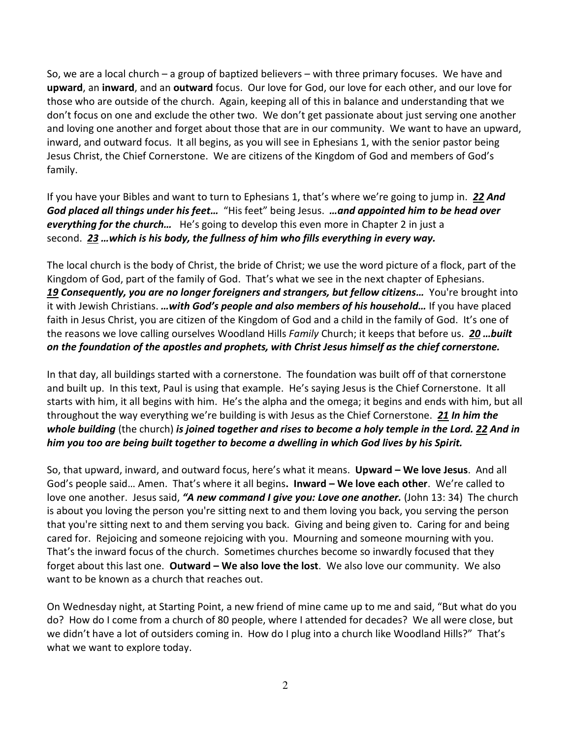So, we are a local church – a group of baptized believers – with three primary focuses. We have and **upward**, an **inward**, and an **outward** focus. Our love for God, our love for each other, and our love for those who are outside of the church. Again, keeping all of this in balance and understanding that we don't focus on one and exclude the other two. We don't get passionate about just serving one another and loving one another and forget about those that are in our community. We want to have an upward, inward, and outward focus. It all begins, as you will see in Ephesians 1, with the senior pastor being Jesus Christ, the Chief Cornerstone. We are citizens of the Kingdom of God and members of God's family.

If you have your Bibles and want to turn to Ephesians 1, that's where we're going to jump in. ***22 And God placed all things under his feet…*** "His feet" being Jesus. ***…and appointed him to be head over everything for the church…*** He's going to develop this even more in Chapter 2 in just a second. ***23 …which is his body, the fullness of him who fills everything in every way.***

The local church is the body of Christ, the bride of Christ; we use the word picture of a flock, part of the Kingdom of God, part of the family of God. That's what we see in the next chapter of Ephesians. ***19 Consequently, you are no longer foreigners and strangers, but fellow citizens…*** You're brought into it with Jewish Christians. ***…with God's people and also members of his household…*** If you have placed faith in Jesus Christ, you are citizen of the Kingdom of God and a child in the family of God. It's one of the reasons we love calling ourselves Woodland Hills *Family* Church; it keeps that before us. ***20 …built on the foundation of the apostles and prophets, with Christ Jesus himself as the chief cornerstone.***

In that day, all buildings started with a cornerstone. The foundation was built off of that cornerstone and built up. In this text, Paul is using that example. He's saying Jesus is the Chief Cornerstone. It all starts with him, it all begins with him. He's the alpha and the omega; it begins and ends with him, but all throughout the way everything we're building is with Jesus as the Chief Cornerstone. ***21 In him the whole building*** (the church) ***is joined together and rises to become a holy temple in the Lord. 22 And in him you too are being built together to become a dwelling in which God lives by his Spirit.***

So, that upward, inward, and outward focus, here's what it means. **Upward – We love Jesus**. And all God's people said… Amen. That's where it all begins**. Inward – We love each other**. We're called to love one another. Jesus said, ***"A new command I give you: Love one another.*** (John 13: 34) The church is about you loving the person you're sitting next to and them loving you back, you serving the person that you're sitting next to and them serving you back. Giving and being given to. Caring for and being cared for. Rejoicing and someone rejoicing with you. Mourning and someone mourning with you. That's the inward focus of the church. Sometimes churches become so inwardly focused that they forget about this last one. **Outward – We also love the lost**. We also love our community. We also want to be known as a church that reaches out.

On Wednesday night, at Starting Point, a new friend of mine came up to me and said, "But what do you do? How do I come from a church of 80 people, where I attended for decades? We all were close, but we didn't have a lot of outsiders coming in. How do I plug into a church like Woodland Hills?" That's what we want to explore today.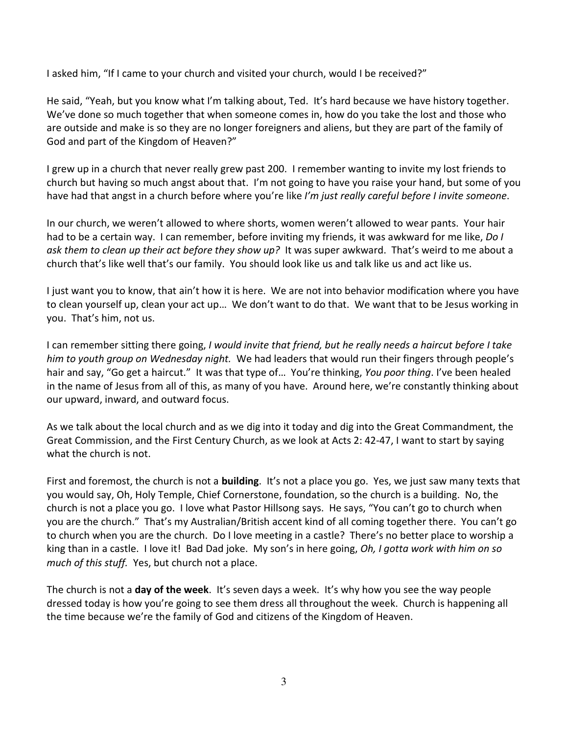I asked him, "If I came to your church and visited your church, would I be received?"

He said, "Yeah, but you know what I'm talking about, Ted. It's hard because we have history together. We've done so much together that when someone comes in, how do you take the lost and those who are outside and make is so they are no longer foreigners and aliens, but they are part of the family of God and part of the Kingdom of Heaven?"

I grew up in a church that never really grew past 200. I remember wanting to invite my lost friends to church but having so much angst about that. I'm not going to have you raise your hand, but some of you have had that angst in a church before where you're like *I'm just really careful before I invite someone*.

In our church, we weren't allowed to where shorts, women weren't allowed to wear pants. Your hair had to be a certain way. I can remember, before inviting my friends, it was awkward for me like, *Do I ask them to clean up their act before they show up?* It was super awkward. That's weird to me about a church that's like well that's our family. You should look like us and talk like us and act like us.

I just want you to know, that ain't how it is here. We are not into behavior modification where you have to clean yourself up, clean your act up… We don't want to do that. We want that to be Jesus working in you. That's him, not us.

I can remember sitting there going, *I would invite that friend, but he really needs a haircut before I take him to youth group on Wednesday night.* We had leaders that would run their fingers through people's hair and say, "Go get a haircut." It was that type of… You're thinking, *You poor thing*. I've been healed in the name of Jesus from all of this, as many of you have. Around here, we're constantly thinking about our upward, inward, and outward focus.

As we talk about the local church and as we dig into it today and dig into the Great Commandment, the Great Commission, and the First Century Church, as we look at Acts 2: 42-47, I want to start by saying what the church is not.

First and foremost, the church is not a **building**. It's not a place you go. Yes, we just saw many texts that you would say, Oh, Holy Temple, Chief Cornerstone, foundation, so the church is a building. No, the church is not a place you go. I love what Pastor Hillsong says. He says, "You can't go to church when you are the church." That's my Australian/British accent kind of all coming together there. You can't go to church when you are the church. Do I love meeting in a castle? There's no better place to worship a king than in a castle. I love it! Bad Dad joke. My son's in here going, *Oh, I gotta work with him on so much of this stuff.* Yes, but church not a place.

The church is not a **day of the week**. It's seven days a week. It's why how you see the way people dressed today is how you're going to see them dress all throughout the week. Church is happening all the time because we're the family of God and citizens of the Kingdom of Heaven.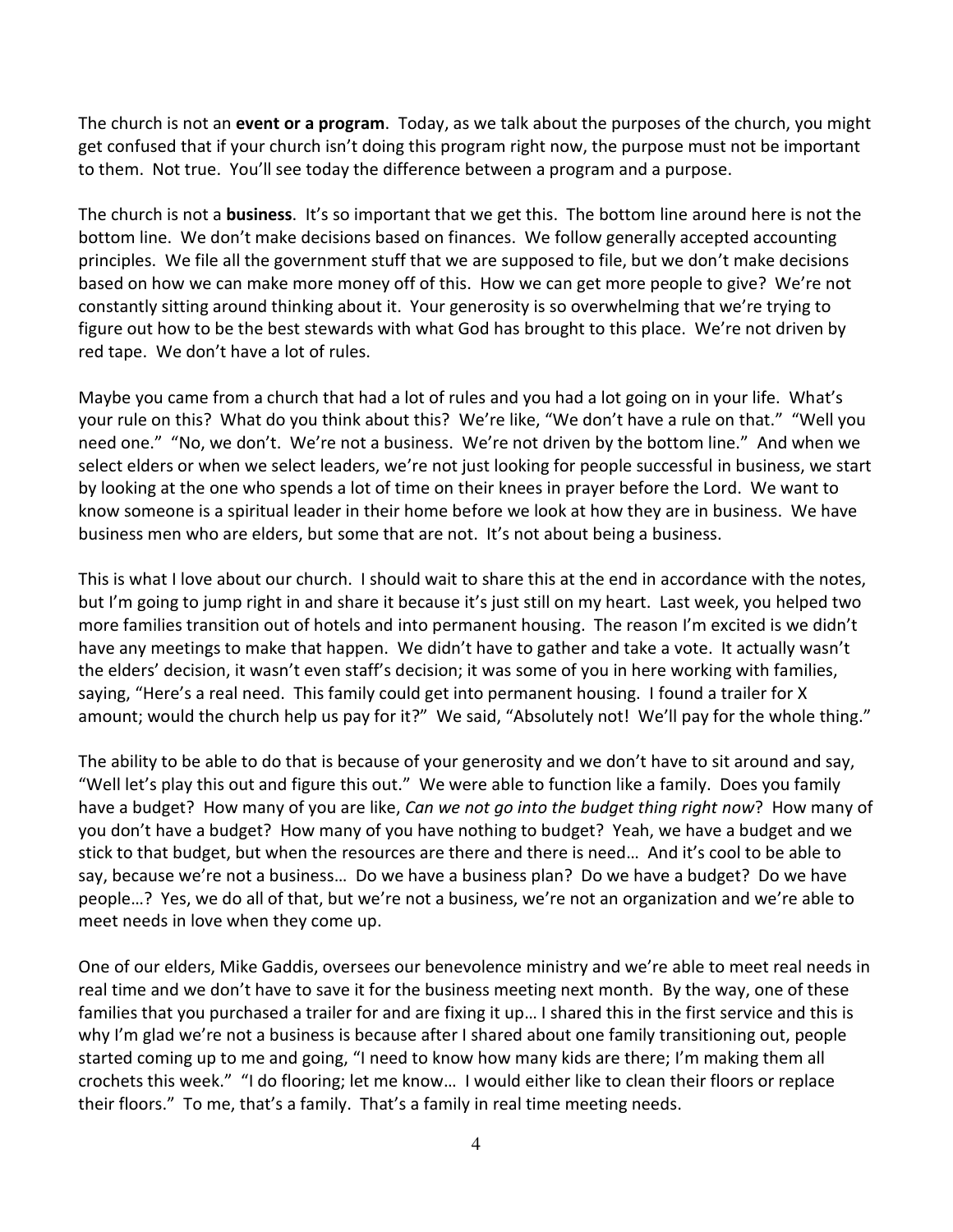The church is not an **event or a program**. Today, as we talk about the purposes of the church, you might get confused that if your church isn't doing this program right now, the purpose must not be important to them. Not true. You'll see today the difference between a program and a purpose.

The church is not a **business**. It's so important that we get this. The bottom line around here is not the bottom line. We don't make decisions based on finances. We follow generally accepted accounting principles. We file all the government stuff that we are supposed to file, but we don't make decisions based on how we can make more money off of this. How we can get more people to give? We're not constantly sitting around thinking about it. Your generosity is so overwhelming that we're trying to figure out how to be the best stewards with what God has brought to this place. We're not driven by red tape. We don't have a lot of rules.

Maybe you came from a church that had a lot of rules and you had a lot going on in your life. What's your rule on this? What do you think about this? We're like, "We don't have a rule on that." "Well you need one." "No, we don't. We're not a business. We're not driven by the bottom line." And when we select elders or when we select leaders, we're not just looking for people successful in business, we start by looking at the one who spends a lot of time on their knees in prayer before the Lord. We want to know someone is a spiritual leader in their home before we look at how they are in business. We have business men who are elders, but some that are not. It's not about being a business.

This is what I love about our church. I should wait to share this at the end in accordance with the notes, but I'm going to jump right in and share it because it's just still on my heart. Last week, you helped two more families transition out of hotels and into permanent housing. The reason I'm excited is we didn't have any meetings to make that happen. We didn't have to gather and take a vote. It actually wasn't the elders' decision, it wasn't even staff's decision; it was some of you in here working with families, saying, "Here's a real need. This family could get into permanent housing. I found a trailer for X amount; would the church help us pay for it?" We said, "Absolutely not! We'll pay for the whole thing."

The ability to be able to do that is because of your generosity and we don't have to sit around and say, "Well let's play this out and figure this out." We were able to function like a family. Does you family have a budget? How many of you are like, *Can we not go into the budget thing right now*? How many of you don't have a budget? How many of you have nothing to budget? Yeah, we have a budget and we stick to that budget, but when the resources are there and there is need… And it's cool to be able to say, because we're not a business… Do we have a business plan? Do we have a budget? Do we have people…? Yes, we do all of that, but we're not a business, we're not an organization and we're able to meet needs in love when they come up.

One of our elders, Mike Gaddis, oversees our benevolence ministry and we're able to meet real needs in real time and we don't have to save it for the business meeting next month. By the way, one of these families that you purchased a trailer for and are fixing it up… I shared this in the first service and this is why I'm glad we're not a business is because after I shared about one family transitioning out, people started coming up to me and going, "I need to know how many kids are there; I'm making them all crochets this week." "I do flooring; let me know… I would either like to clean their floors or replace their floors." To me, that's a family. That's a family in real time meeting needs.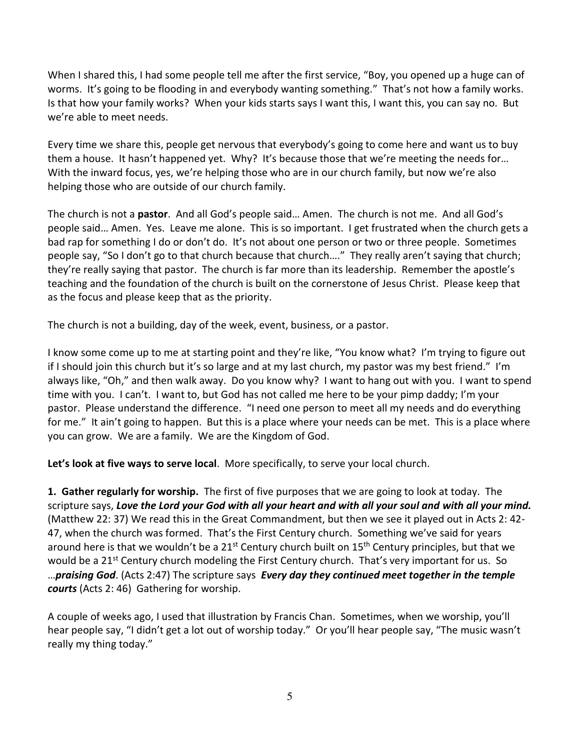When I shared this, I had some people tell me after the first service, "Boy, you opened up a huge can of worms. It's going to be flooding in and everybody wanting something." That's not how a family works. Is that how your family works? When your kids starts says I want this, I want this, you can say no. But we're able to meet needs.

Every time we share this, people get nervous that everybody's going to come here and want us to buy them a house. It hasn't happened yet. Why? It's because those that we're meeting the needs for… With the inward focus, yes, we're helping those who are in our church family, but now we're also helping those who are outside of our church family.

The church is not a **pastor**. And all God's people said… Amen. The church is not me. And all God's people said… Amen. Yes. Leave me alone. This is so important. I get frustrated when the church gets a bad rap for something I do or don't do. It's not about one person or two or three people. Sometimes people say, "So I don't go to that church because that church…." They really aren't saying that church; they're really saying that pastor. The church is far more than its leadership. Remember the apostle's teaching and the foundation of the church is built on the cornerstone of Jesus Christ. Please keep that as the focus and please keep that as the priority.

The church is not a building, day of the week, event, business, or a pastor.

I know some come up to me at starting point and they're like, "You know what? I'm trying to figure out if I should join this church but it's so large and at my last church, my pastor was my best friend." I'm always like, "Oh," and then walk away. Do you know why? I want to hang out with you. I want to spend time with you. I can't. I want to, but God has not called me here to be your pimp daddy; I'm your pastor. Please understand the difference. "I need one person to meet all my needs and do everything for me." It ain't going to happen. But this is a place where your needs can be met. This is a place where you can grow. We are a family. We are the Kingdom of God.

**Let's look at five ways to serve local**. More specifically, to serve your local church.

**1. Gather regularly for worship.** The first of five purposes that we are going to look at today. The scripture says, ***Love the Lord your God with all your heart and with all your soul and with all your mind.*** (Matthew 22: 37) We read this in the Great Commandment, but then we see it played out in Acts 2: 42-47, when the church was formed. That's the First Century church. Something we've said for years around here is that we wouldn't be a 21st Century church built on 15th Century principles, but that we would be a 21st Century church modeling the First Century church. That's very important for us. So …***praising God***. (Acts 2:47) The scripture says ***Every day they continued meet together in the temple courts*** (Acts 2: 46) Gathering for worship.

A couple of weeks ago, I used that illustration by Francis Chan. Sometimes, when we worship, you'll hear people say, "I didn't get a lot out of worship today." Or you'll hear people say, "The music wasn't really my thing today."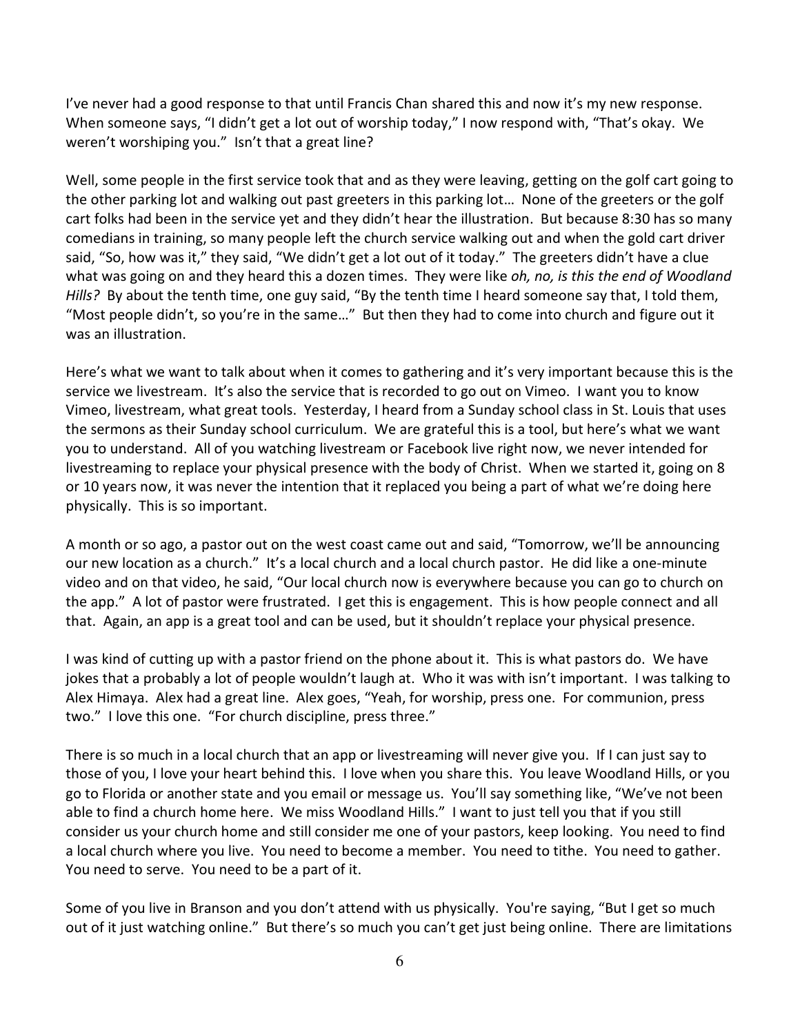I've never had a good response to that until Francis Chan shared this and now it's my new response. When someone says, "I didn't get a lot out of worship today," I now respond with, "That's okay. We weren't worshiping you." Isn't that a great line?

Well, some people in the first service took that and as they were leaving, getting on the golf cart going to the other parking lot and walking out past greeters in this parking lot… None of the greeters or the golf cart folks had been in the service yet and they didn't hear the illustration. But because 8:30 has so many comedians in training, so many people left the church service walking out and when the gold cart driver said, "So, how was it," they said, "We didn't get a lot out of it today." The greeters didn't have a clue what was going on and they heard this a dozen times. They were like *oh, no, is this the end of Woodland Hills?* By about the tenth time, one guy said, "By the tenth time I heard someone say that, I told them, "Most people didn't, so you're in the same…" But then they had to come into church and figure out it was an illustration.

Here's what we want to talk about when it comes to gathering and it's very important because this is the service we livestream. It's also the service that is recorded to go out on Vimeo. I want you to know Vimeo, livestream, what great tools. Yesterday, I heard from a Sunday school class in St. Louis that uses the sermons as their Sunday school curriculum. We are grateful this is a tool, but here's what we want you to understand. All of you watching livestream or Facebook live right now, we never intended for livestreaming to replace your physical presence with the body of Christ. When we started it, going on 8 or 10 years now, it was never the intention that it replaced you being a part of what we're doing here physically. This is so important.

A month or so ago, a pastor out on the west coast came out and said, "Tomorrow, we'll be announcing our new location as a church." It's a local church and a local church pastor. He did like a one-minute video and on that video, he said, "Our local church now is everywhere because you can go to church on the app." A lot of pastor were frustrated. I get this is engagement. This is how people connect and all that. Again, an app is a great tool and can be used, but it shouldn't replace your physical presence.

I was kind of cutting up with a pastor friend on the phone about it. This is what pastors do. We have jokes that a probably a lot of people wouldn't laugh at. Who it was with isn't important. I was talking to Alex Himaya. Alex had a great line. Alex goes, "Yeah, for worship, press one. For communion, press two." I love this one. "For church discipline, press three."

There is so much in a local church that an app or livestreaming will never give you. If I can just say to those of you, I love your heart behind this. I love when you share this. You leave Woodland Hills, or you go to Florida or another state and you email or message us. You'll say something like, "We've not been able to find a church home here. We miss Woodland Hills." I want to just tell you that if you still consider us your church home and still consider me one of your pastors, keep looking. You need to find a local church where you live. You need to become a member. You need to tithe. You need to gather. You need to serve. You need to be a part of it.

Some of you live in Branson and you don't attend with us physically. You're saying, "But I get so much out of it just watching online." But there's so much you can't get just being online. There are limitations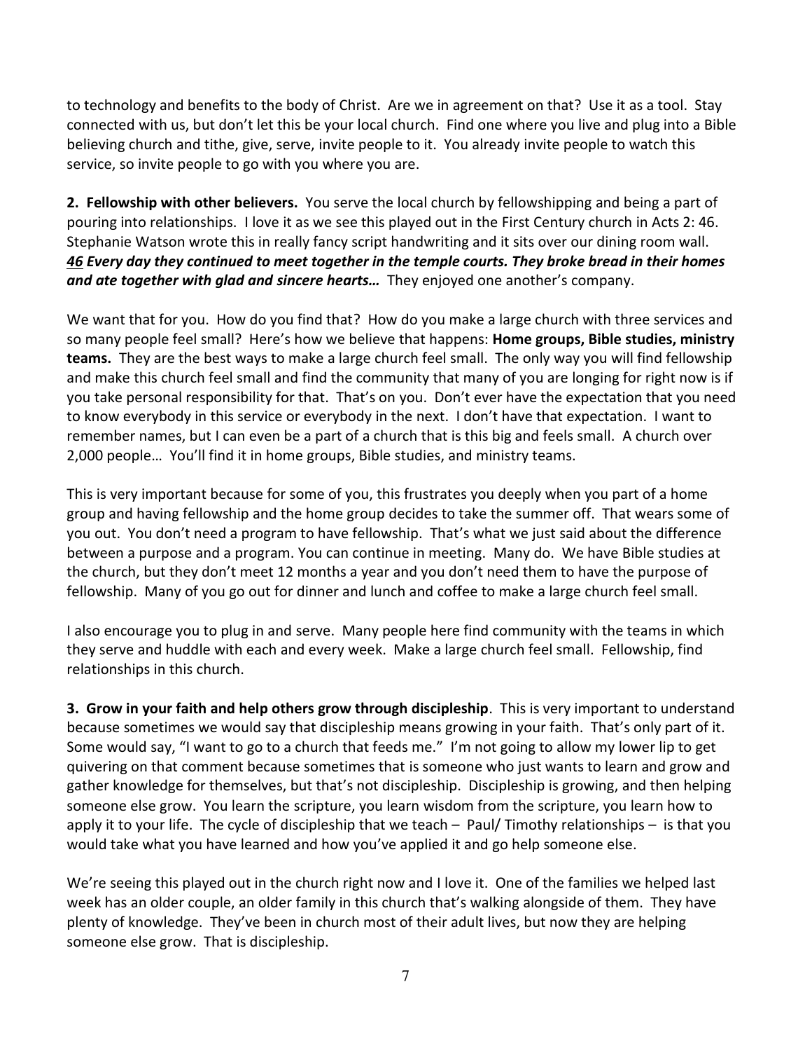to technology and benefits to the body of Christ. Are we in agreement on that? Use it as a tool. Stay connected with us, but don't let this be your local church. Find one where you live and plug into a Bible believing church and tithe, give, serve, invite people to it. You already invite people to watch this service, so invite people to go with you where you are.

**2. Fellowship with other believers.** You serve the local church by fellowshipping and being a part of pouring into relationships. I love it as we see this played out in the First Century church in Acts 2: 46. Stephanie Watson wrote this in really fancy script handwriting and it sits over our dining room wall. ***46 Every day they continued to meet together in the temple courts. They broke bread in their homes and ate together with glad and sincere hearts…*** They enjoyed one another's company.

We want that for you. How do you find that? How do you make a large church with three services and so many people feel small? Here's how we believe that happens: **Home groups, Bible studies, ministry teams.** They are the best ways to make a large church feel small. The only way you will find fellowship and make this church feel small and find the community that many of you are longing for right now is if you take personal responsibility for that. That's on you. Don't ever have the expectation that you need to know everybody in this service or everybody in the next. I don't have that expectation. I want to remember names, but I can even be a part of a church that is this big and feels small. A church over 2,000 people… You'll find it in home groups, Bible studies, and ministry teams.

This is very important because for some of you, this frustrates you deeply when you part of a home group and having fellowship and the home group decides to take the summer off. That wears some of you out. You don't need a program to have fellowship. That's what we just said about the difference between a purpose and a program. You can continue in meeting. Many do. We have Bible studies at the church, but they don't meet 12 months a year and you don't need them to have the purpose of fellowship. Many of you go out for dinner and lunch and coffee to make a large church feel small.

I also encourage you to plug in and serve. Many people here find community with the teams in which they serve and huddle with each and every week. Make a large church feel small. Fellowship, find relationships in this church.

**3. Grow in your faith and help others grow through discipleship**. This is very important to understand because sometimes we would say that discipleship means growing in your faith. That's only part of it. Some would say, "I want to go to a church that feeds me." I'm not going to allow my lower lip to get quivering on that comment because sometimes that is someone who just wants to learn and grow and gather knowledge for themselves, but that's not discipleship. Discipleship is growing, and then helping someone else grow. You learn the scripture, you learn wisdom from the scripture, you learn how to apply it to your life. The cycle of discipleship that we teach – Paul/ Timothy relationships – is that you would take what you have learned and how you've applied it and go help someone else.

We're seeing this played out in the church right now and I love it. One of the families we helped last week has an older couple, an older family in this church that's walking alongside of them. They have plenty of knowledge. They've been in church most of their adult lives, but now they are helping someone else grow. That is discipleship.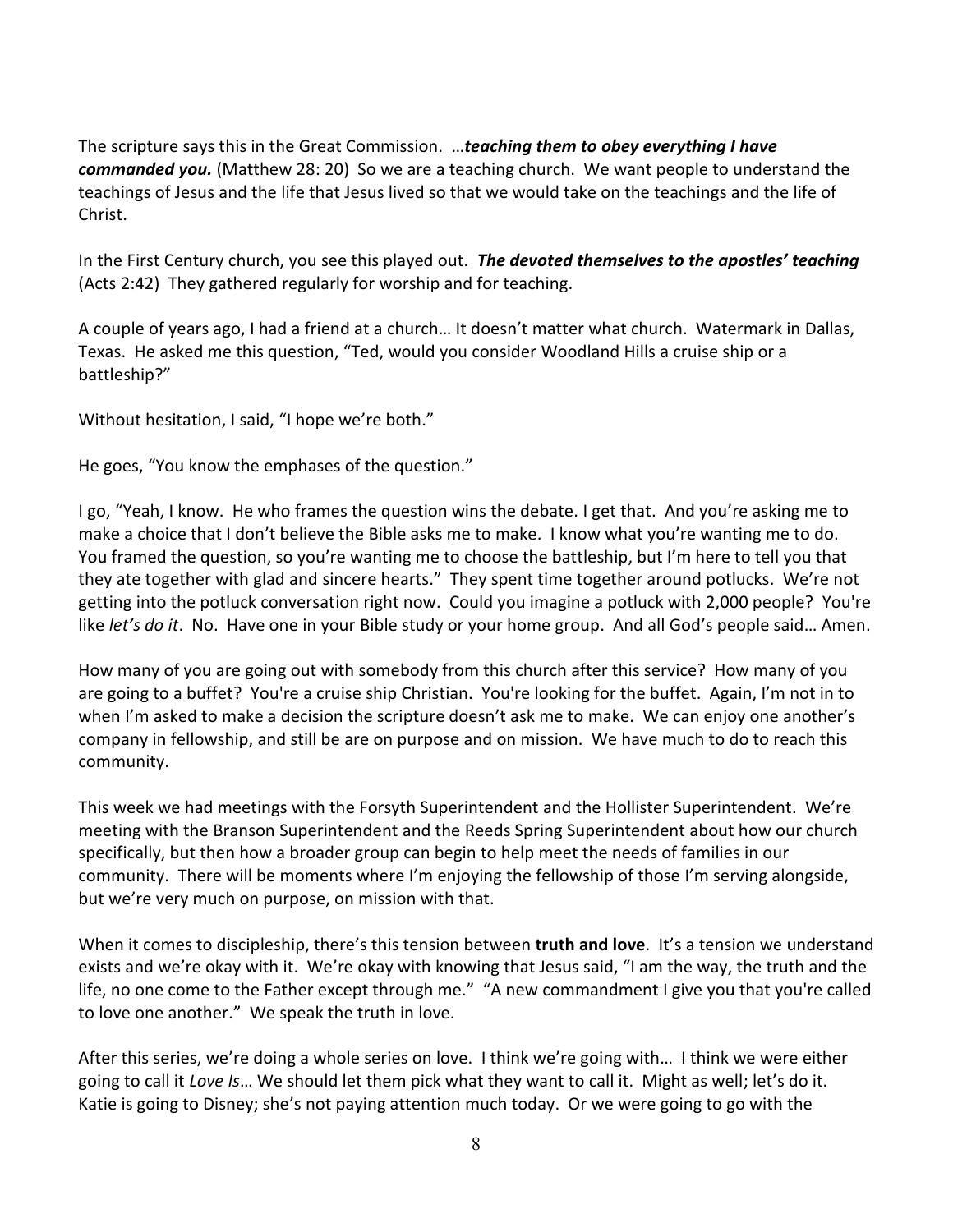The scripture says this in the Great Commission. …***teaching them to obey everything I have commanded you.*** (Matthew 28: 20) So we are a teaching church. We want people to understand the teachings of Jesus and the life that Jesus lived so that we would take on the teachings and the life of Christ.

In the First Century church, you see this played out. ***The devoted themselves to the apostles' teaching*** (Acts 2:42) They gathered regularly for worship and for teaching.

A couple of years ago, I had a friend at a church… It doesn't matter what church. Watermark in Dallas, Texas. He asked me this question, "Ted, would you consider Woodland Hills a cruise ship or a battleship?"

Without hesitation, I said, "I hope we're both."

He goes, "You know the emphases of the question."

I go, "Yeah, I know. He who frames the question wins the debate. I get that. And you're asking me to make a choice that I don't believe the Bible asks me to make. I know what you're wanting me to do. You framed the question, so you're wanting me to choose the battleship, but I'm here to tell you that they ate together with glad and sincere hearts." They spent time together around potlucks. We're not getting into the potluck conversation right now. Could you imagine a potluck with 2,000 people? You're like *let's do it*. No. Have one in your Bible study or your home group. And all God's people said… Amen.

How many of you are going out with somebody from this church after this service? How many of you are going to a buffet? You're a cruise ship Christian. You're looking for the buffet. Again, I'm not in to when I'm asked to make a decision the scripture doesn't ask me to make. We can enjoy one another's company in fellowship, and still be are on purpose and on mission. We have much to do to reach this community.

This week we had meetings with the Forsyth Superintendent and the Hollister Superintendent. We're meeting with the Branson Superintendent and the Reeds Spring Superintendent about how our church specifically, but then how a broader group can begin to help meet the needs of families in our community. There will be moments where I'm enjoying the fellowship of those I'm serving alongside, but we're very much on purpose, on mission with that.

When it comes to discipleship, there's this tension between **truth and love**. It's a tension we understand exists and we're okay with it. We're okay with knowing that Jesus said, "I am the way, the truth and the life, no one come to the Father except through me." "A new commandment I give you that you're called to love one another." We speak the truth in love.

After this series, we're doing a whole series on love. I think we're going with… I think we were either going to call it *Love Is*… We should let them pick what they want to call it. Might as well; let's do it. Katie is going to Disney; she's not paying attention much today. Or we were going to go with the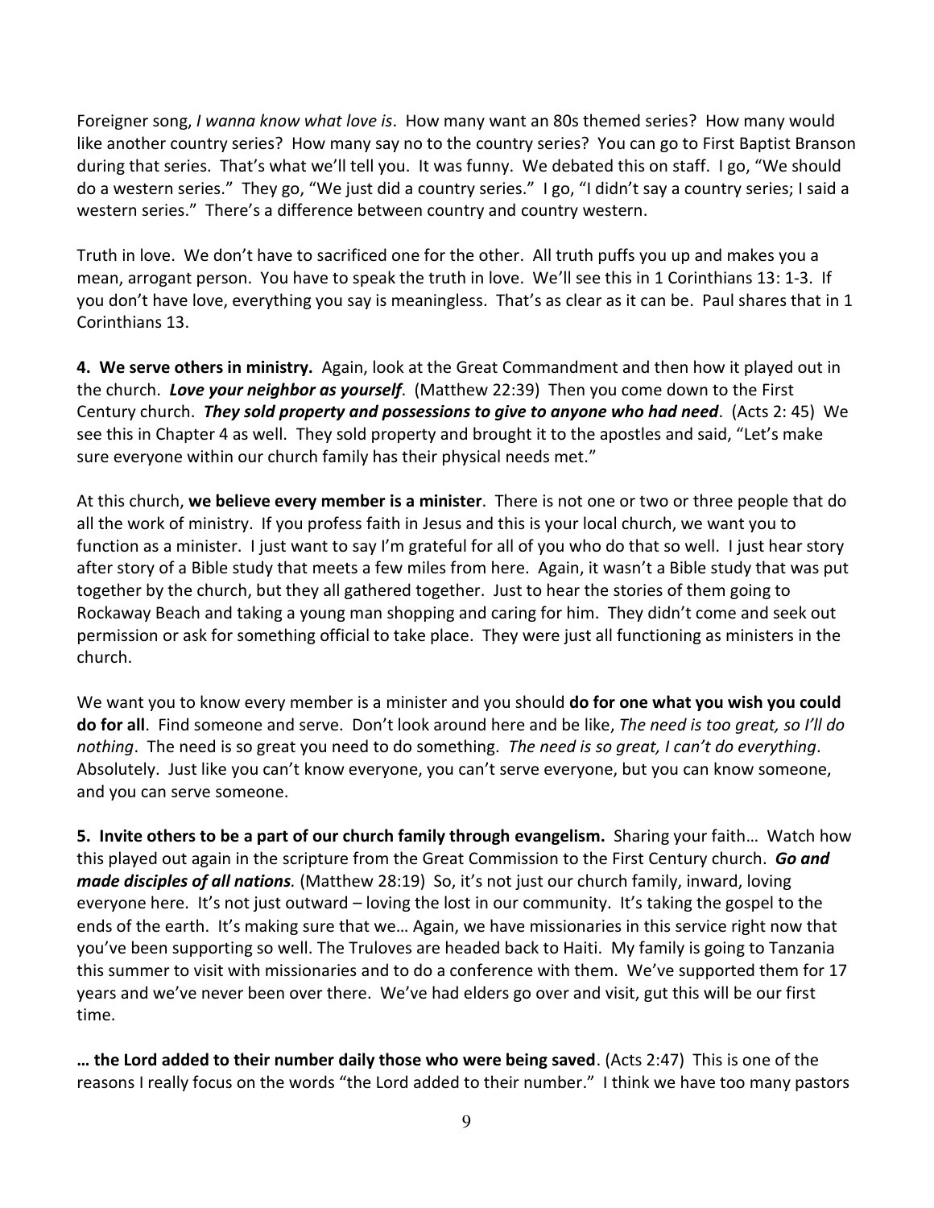Foreigner song, *I wanna know what love is*. How many want an 80s themed series? How many would like another country series? How many say no to the country series? You can go to First Baptist Branson during that series. That's what we'll tell you. It was funny. We debated this on staff. I go, "We should do a western series." They go, "We just did a country series." I go, "I didn't say a country series; I said a western series." There's a difference between country and country western.

Truth in love. We don't have to sacrificed one for the other. All truth puffs you up and makes you a mean, arrogant person. You have to speak the truth in love. We'll see this in 1 Corinthians 13: 1-3. If you don't have love, everything you say is meaningless. That's as clear as it can be. Paul shares that in 1 Corinthians 13.

**4. We serve others in ministry.** Again, look at the Great Commandment and then how it played out in the church. ***Love your neighbor as yourself***. (Matthew 22:39) Then you come down to the First Century church. ***They sold property and possessions to give to anyone who had need***. (Acts 2: 45) We see this in Chapter 4 as well. They sold property and brought it to the apostles and said, "Let's make sure everyone within our church family has their physical needs met."

At this church, **we believe every member is a minister**. There is not one or two or three people that do all the work of ministry. If you profess faith in Jesus and this is your local church, we want you to function as a minister. I just want to say I'm grateful for all of you who do that so well. I just hear story after story of a Bible study that meets a few miles from here. Again, it wasn't a Bible study that was put together by the church, but they all gathered together. Just to hear the stories of them going to Rockaway Beach and taking a young man shopping and caring for him. They didn't come and seek out permission or ask for something official to take place. They were just all functioning as ministers in the church.

We want you to know every member is a minister and you should **do for one what you wish you could do for all**. Find someone and serve. Don't look around here and be like, *The need is too great, so I'll do nothing*. The need is so great you need to do something. *The need is so great, I can't do everything*. Absolutely. Just like you can't know everyone, you can't serve everyone, but you can know someone, and you can serve someone.

**5. Invite others to be a part of our church family through evangelism.** Sharing your faith… Watch how this played out again in the scripture from the Great Commission to the First Century church. ***Go and made disciples of all nations.*** (Matthew 28:19) So, it's not just our church family, inward, loving everyone here. It's not just outward – loving the lost in our community. It's taking the gospel to the ends of the earth. It's making sure that we… Again, we have missionaries in this service right now that you've been supporting so well. The Truloves are headed back to Haiti. My family is going to Tanzania this summer to visit with missionaries and to do a conference with them. We've supported them for 17 years and we've never been over there. We've had elders go over and visit, gut this will be our first time.

**… the Lord added to their number daily those who were being saved**. (Acts 2:47) This is one of the reasons I really focus on the words "the Lord added to their number." I think we have too many pastors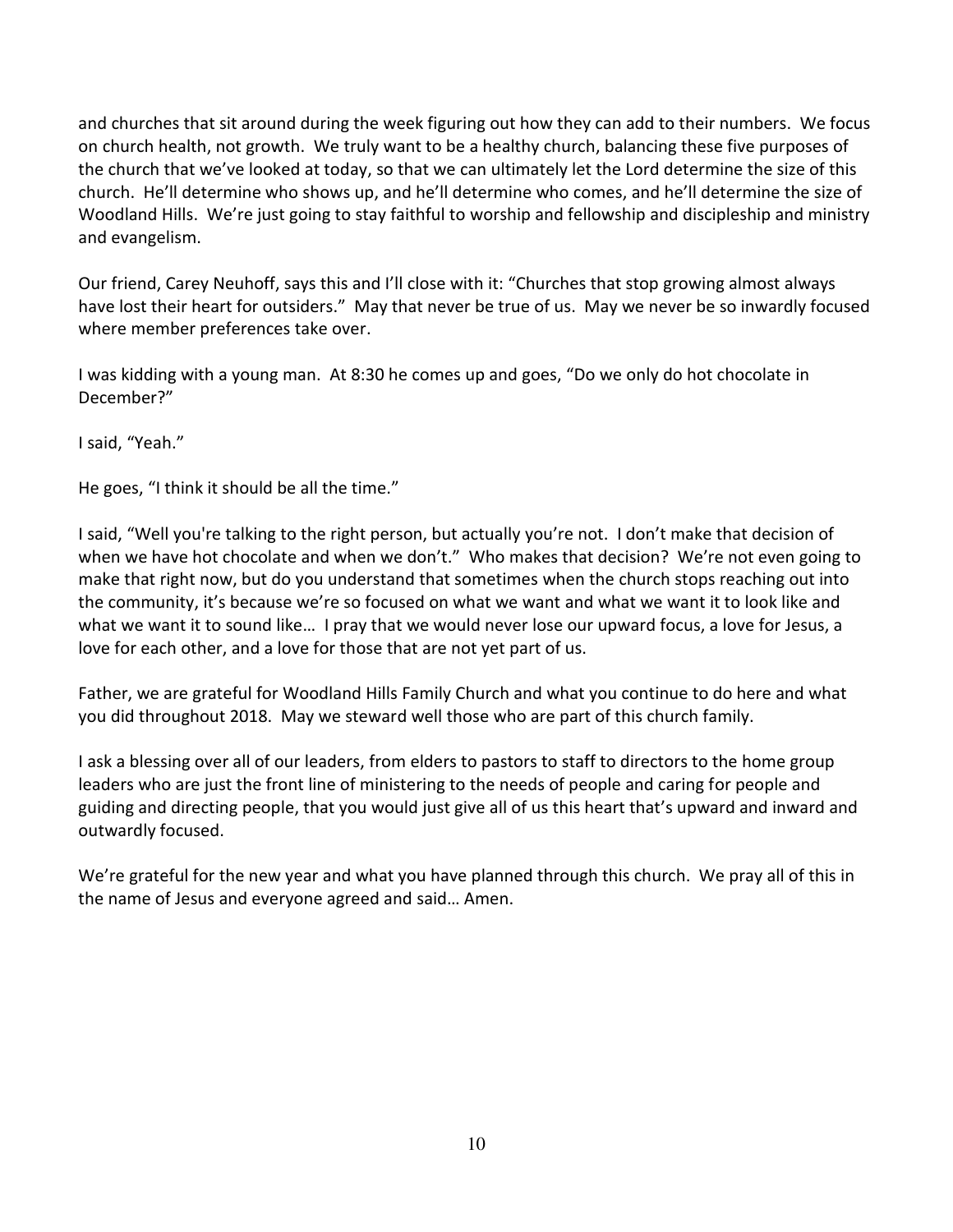and churches that sit around during the week figuring out how they can add to their numbers. We focus on church health, not growth. We truly want to be a healthy church, balancing these five purposes of the church that we've looked at today, so that we can ultimately let the Lord determine the size of this church. He'll determine who shows up, and he'll determine who comes, and he'll determine the size of Woodland Hills. We're just going to stay faithful to worship and fellowship and discipleship and ministry and evangelism.

Our friend, Carey Neuhoff, says this and I'll close with it: "Churches that stop growing almost always have lost their heart for outsiders." May that never be true of us. May we never be so inwardly focused where member preferences take over.

I was kidding with a young man. At 8:30 he comes up and goes, "Do we only do hot chocolate in December?"

I said, "Yeah."

He goes, "I think it should be all the time."

I said, "Well you're talking to the right person, but actually you're not. I don't make that decision of when we have hot chocolate and when we don't." Who makes that decision? We're not even going to make that right now, but do you understand that sometimes when the church stops reaching out into the community, it's because we're so focused on what we want and what we want it to look like and what we want it to sound like… I pray that we would never lose our upward focus, a love for Jesus, a love for each other, and a love for those that are not yet part of us.

Father, we are grateful for Woodland Hills Family Church and what you continue to do here and what you did throughout 2018. May we steward well those who are part of this church family.

I ask a blessing over all of our leaders, from elders to pastors to staff to directors to the home group leaders who are just the front line of ministering to the needs of people and caring for people and guiding and directing people, that you would just give all of us this heart that's upward and inward and outwardly focused.

We're grateful for the new year and what you have planned through this church. We pray all of this in the name of Jesus and everyone agreed and said… Amen.